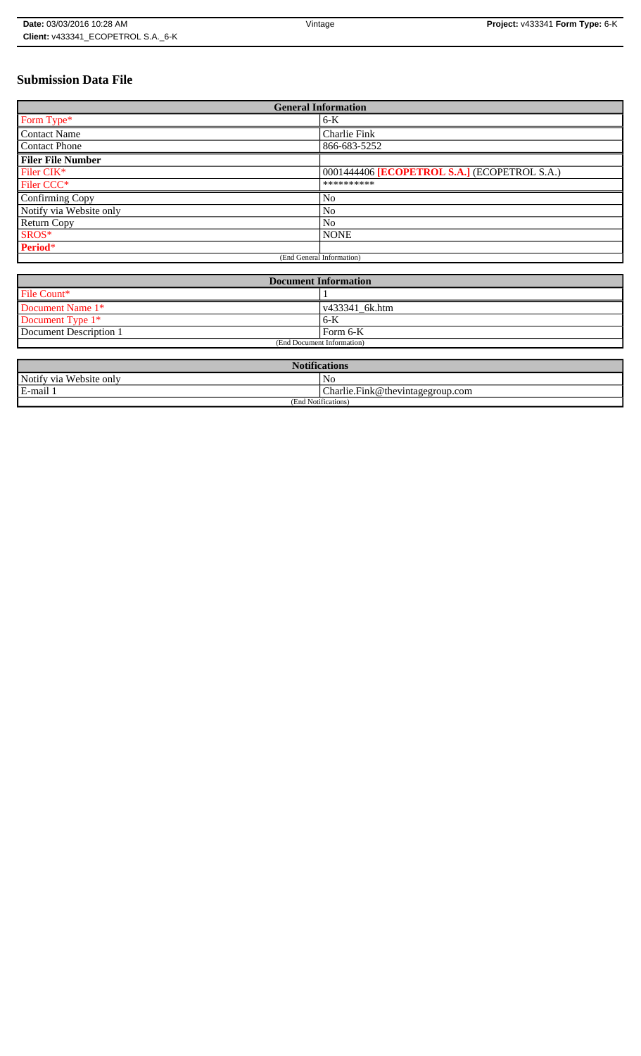**Date:** 03/03/2016 10:28 AM | Vintage | **Project:** v433341 **Form Type:** 6-K
**Client:** v433341_ECOPETROL S.A._6-K

# Submission Data File

| General Information | |
|---|---|
| Form Type* | 6-K |
| Contact Name | Charlie Fink |
| Contact Phone | 866-683-5252 |
| **Filer File Number** | |
| Filer CIK* | 0001444406 **[ECOPETROL S.A.]** (ECOPETROL S.A.) |
| Filer CCC* | ********** |
| Confirming Copy | No |
| Notify via Website only | No |
| Return Copy | No |
| SROS* | NONE |
| **Period*** | |
| (End General Information) | |

| Document Information | |
|---|---|
| File Count* | 1 |
| Document Name 1* | v433341_6k.htm |
| Document Type 1* | 6-K |
| Document Description 1 | Form 6-K |
| (End Document Information) | |

| Notifications | |
|---|---|
| Notify via Website only | No |
| E-mail 1 | Charlie.Fink@thevintagegroup.com |
| (End Notifications) | |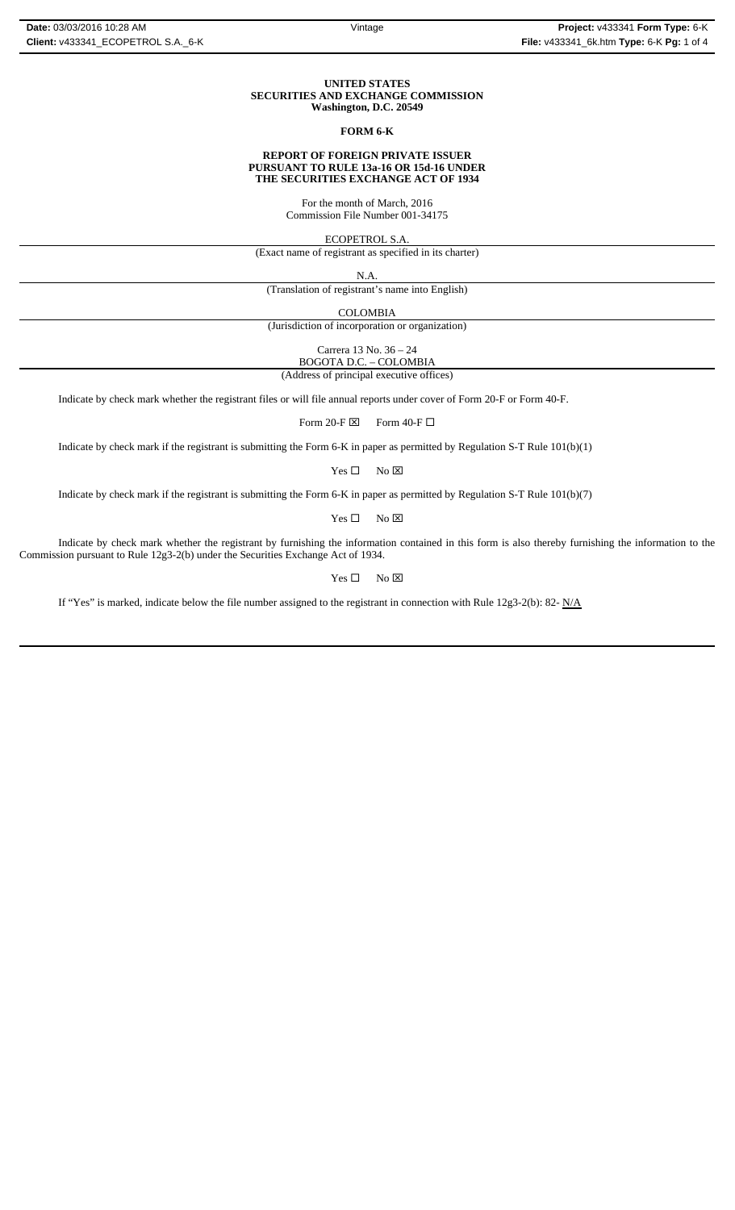**UNITED STATES**
**SECURITIES AND EXCHANGE COMMISSION**
**Washington, D.C. 20549**

**FORM 6-K**

**REPORT OF FOREIGN PRIVATE ISSUER**
**PURSUANT TO RULE 13a-16 OR 15d-16 UNDER**
**THE SECURITIES EXCHANGE ACT OF 1934**

For the month of March, 2016
Commission File Number 001-34175

ECOPETROL S.A.
(Exact name of registrant as specified in its charter)

N.A.
(Translation of registrant's name into English)

COLOMBIA
(Jurisdiction of incorporation or organization)

Carrera 13 No. 36 – 24
BOGOTA D.C. – COLOMBIA
(Address of principal executive offices)

Indicate by check mark whether the registrant files or will file annual reports under cover of Form 20-F or Form 40-F.

Form 20-F ☒ Form 40-F ☐

Indicate by check mark if the registrant is submitting the Form 6-K in paper as permitted by Regulation S-T Rule 101(b)(1)

Yes ☐ No ☒

Indicate by check mark if the registrant is submitting the Form 6-K in paper as permitted by Regulation S-T Rule 101(b)(7)

Yes ☐ No ☒

Indicate by check mark whether the registrant by furnishing the information contained in this form is also thereby furnishing the information to the Commission pursuant to Rule 12g3-2(b) under the Securities Exchange Act of 1934.

Yes ☐ No ☒

If "Yes" is marked, indicate below the file number assigned to the registrant in connection with Rule 12g3-2(b): 82- N/A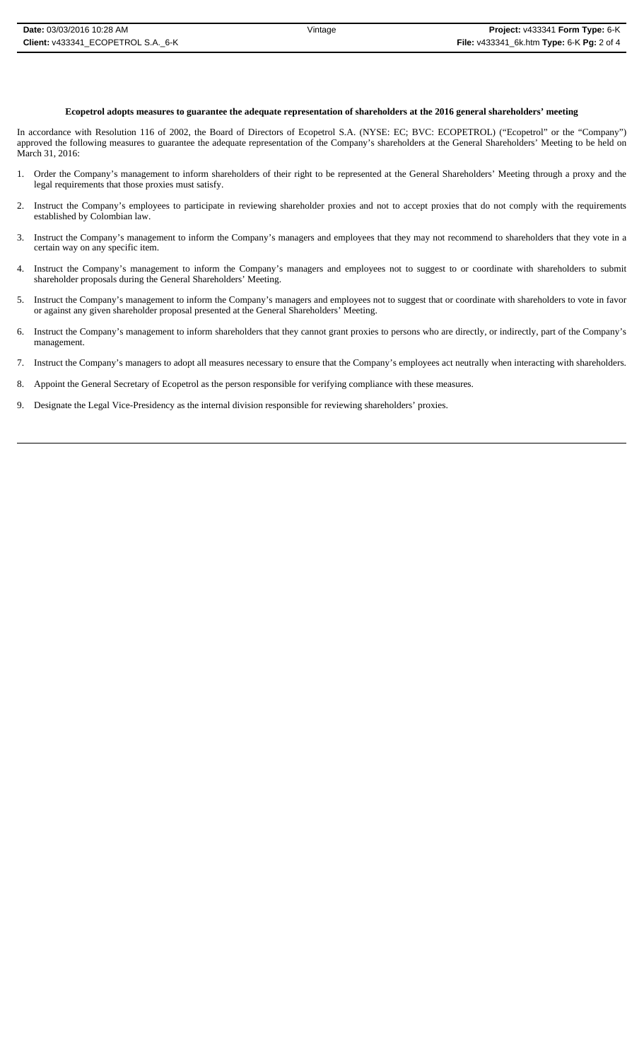**Ecopetrol adopts measures to guarantee the adequate representation of shareholders at the 2016 general shareholders' meeting**

In accordance with Resolution 116 of 2002, the Board of Directors of Ecopetrol S.A. (NYSE: EC; BVC: ECOPETROL) ("Ecopetrol" or the "Company") approved the following measures to guarantee the adequate representation of the Company's shareholders at the General Shareholders' Meeting to be held on March 31, 2016:

1. Order the Company's management to inform shareholders of their right to be represented at the General Shareholders' Meeting through a proxy and the legal requirements that those proxies must satisfy.
2. Instruct the Company's employees to participate in reviewing shareholder proxies and not to accept proxies that do not comply with the requirements established by Colombian law.
3. Instruct the Company's management to inform the Company's managers and employees that they may not recommend to shareholders that they vote in a certain way on any specific item.
4. Instruct the Company's management to inform the Company's managers and employees not to suggest to or coordinate with shareholders to submit shareholder proposals during the General Shareholders' Meeting.
5. Instruct the Company's management to inform the Company's managers and employees not to suggest that or coordinate with shareholders to vote in favor or against any given shareholder proposal presented at the General Shareholders' Meeting.
6. Instruct the Company's management to inform shareholders that they cannot grant proxies to persons who are directly, or indirectly, part of the Company's management.
7. Instruct the Company's managers to adopt all measures necessary to ensure that the Company's employees act neutrally when interacting with shareholders.
8. Appoint the General Secretary of Ecopetrol as the person responsible for verifying compliance with these measures.
9. Designate the Legal Vice-Presidency as the internal division responsible for reviewing shareholders' proxies.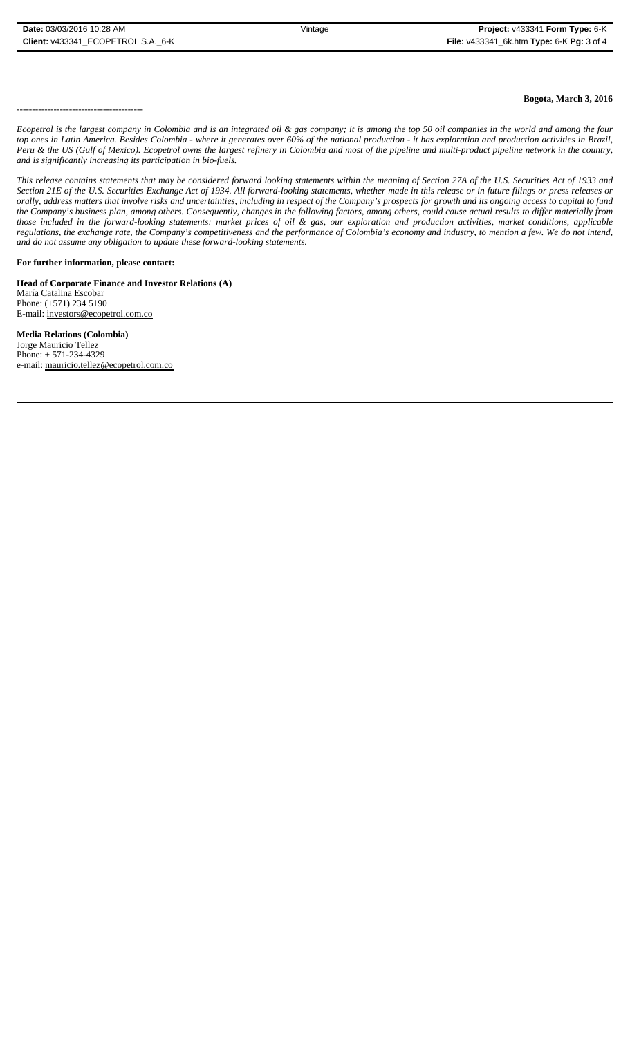**Bogota, March 3, 2016**

-----------------------------------------

*Ecopetrol is the largest company in Colombia and is an integrated oil & gas company; it is among the top 50 oil companies in the world and among the four top ones in Latin America. Besides Colombia - where it generates over 60% of the national production - it has exploration and production activities in Brazil, Peru & the US (Gulf of Mexico). Ecopetrol owns the largest refinery in Colombia and most of the pipeline and multi-product pipeline network in the country, and is significantly increasing its participation in bio-fuels.*

*This release contains statements that may be considered forward looking statements within the meaning of Section 27A of the U.S. Securities Act of 1933 and Section 21E of the U.S. Securities Exchange Act of 1934. All forward-looking statements, whether made in this release or in future filings or press releases or orally, address matters that involve risks and uncertainties, including in respect of the Company's prospects for growth and its ongoing access to capital to fund the Company's business plan, among others. Consequently, changes in the following factors, among others, could cause actual results to differ materially from those included in the forward-looking statements: market prices of oil & gas, our exploration and production activities, market conditions, applicable regulations, the exchange rate, the Company's competitiveness and the performance of Colombia's economy and industry, to mention a few. We do not intend, and do not assume any obligation to update these forward-looking statements.*

**For further information, please contact:**

**Head of Corporate Finance and Investor Relations (A)**
María Catalina Escobar
Phone: (+571) 234 5190
E-mail: investors@ecopetrol.com.co

**Media Relations (Colombia)**
Jorge Mauricio Tellez
Phone: + 571-234-4329
e-mail: mauricio.tellez@ecopetrol.com.co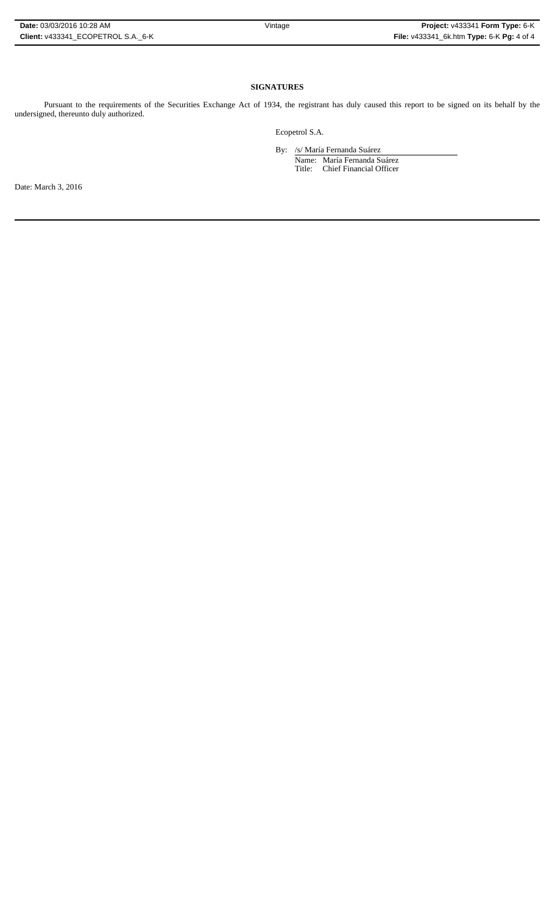**SIGNATURES**

Pursuant to the requirements of the Securities Exchange Act of 1934, the registrant has duly caused this report to be signed on its behalf by the undersigned, thereunto duly authorized.

Ecopetrol S.A.

By: /s/ María Fernanda Suárez

Name: María Fernanda Suárez

Title: Chief Financial Officer

Date: March 3, 2016